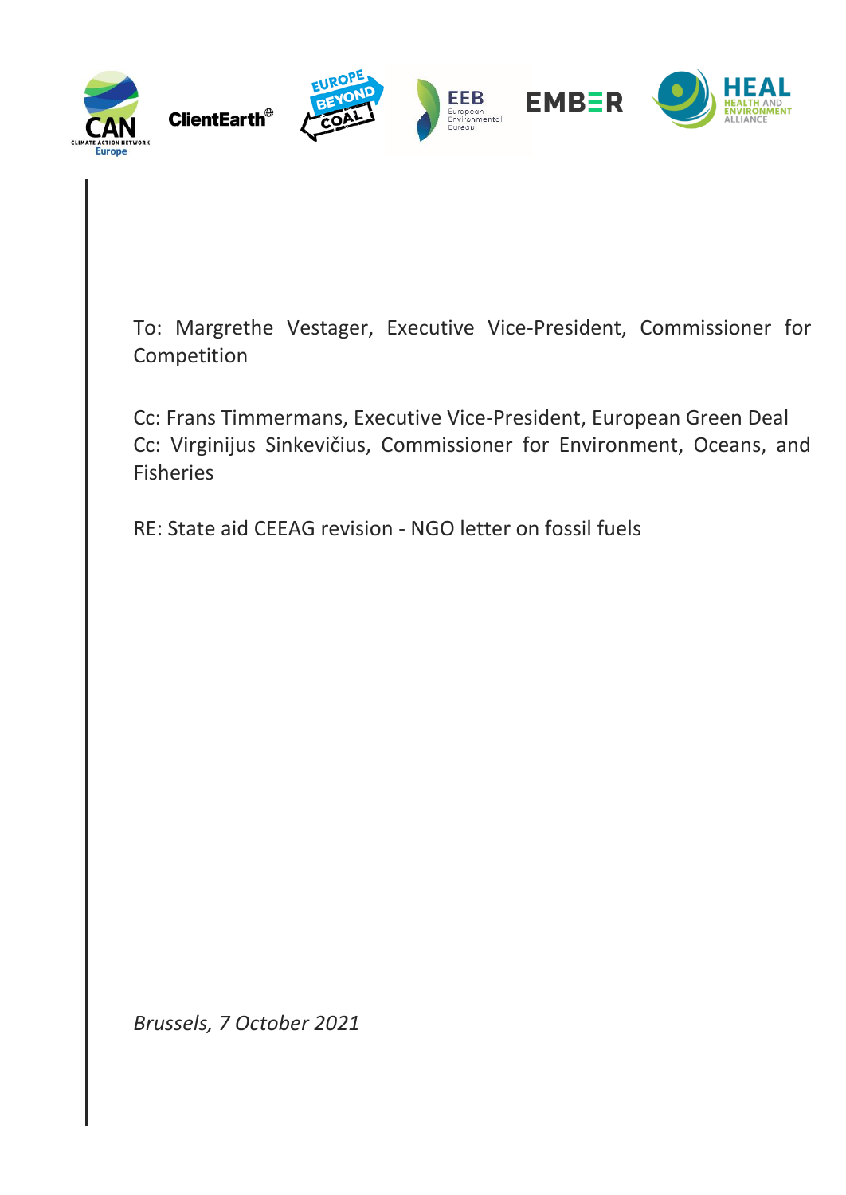To: Margrethe Vestager, Executive Vice-President, Commissioner for Competition

Cc: Frans Timmermans, Executive Vice-President, European Green Deal
Cc: Virginijus Sinkevičius, Commissioner for Environment, Oceans, and Fisheries

RE: State aid CEEAG revision - NGO letter on fossil fuels

*Brussels, 7 October 2021*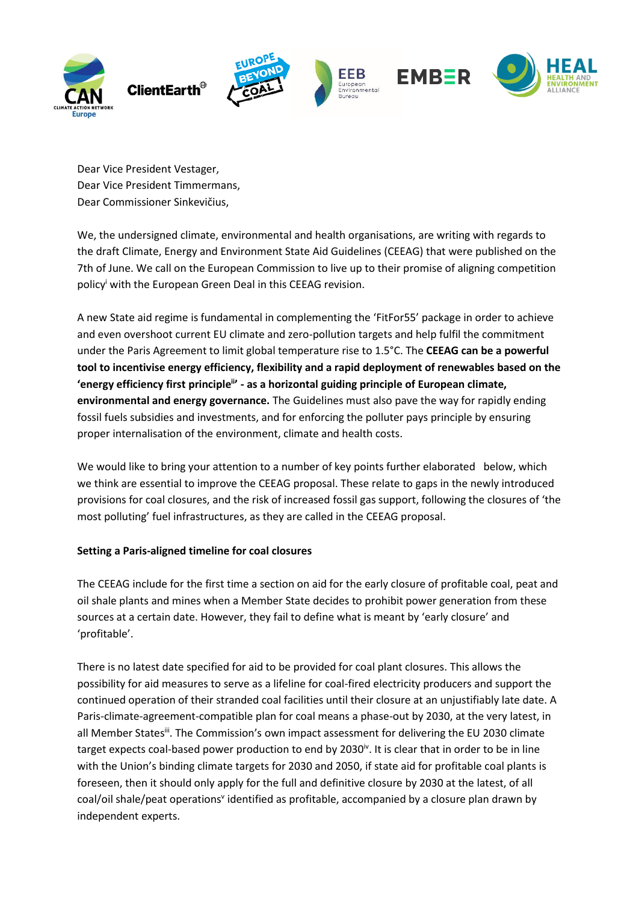Dear Vice President Vestager,
Dear Vice President Timmermans,
Dear Commissioner Sinkevičius,

We, the undersigned climate, environmental and health organisations, are writing with regards to the draft Climate, Energy and Environment State Aid Guidelines (CEEAG) that were published on the 7th of June. We call on the European Commission to live up to their promise of aligning competition policy[i] with the European Green Deal in this CEEAG revision.

A new State aid regime is fundamental in complementing the 'FitFor55' package in order to achieve and even overshoot current EU climate and zero-pollution targets and help fulfil the commitment under the Paris Agreement to limit global temperature rise to 1.5°C. The **CEEAG can be a powerful tool to incentivise energy efficiency, flexibility and a rapid deployment of renewables based on the 'energy efficiency first principle[ii]' - as a horizontal guiding principle of European climate, environmental and energy governance.** The Guidelines must also pave the way for rapidly ending fossil fuels subsidies and investments, and for enforcing the polluter pays principle by ensuring proper internalisation of the environment, climate and health costs.

We would like to bring your attention to a number of key points further elaborated below, which we think are essential to improve the CEEAG proposal. These relate to gaps in the newly introduced provisions for coal closures, and the risk of increased fossil gas support, following the closures of 'the most polluting' fuel infrastructures, as they are called in the CEEAG proposal.

**Setting a Paris-aligned timeline for coal closures**

The CEEAG include for the first time a section on aid for the early closure of profitable coal, peat and oil shale plants and mines when a Member State decides to prohibit power generation from these sources at a certain date. However, they fail to define what is meant by 'early closure' and 'profitable'.

There is no latest date specified for aid to be provided for coal plant closures. This allows the possibility for aid measures to serve as a lifeline for coal-fired electricity producers and support the continued operation of their stranded coal facilities until their closure at an unjustifiably late date. A Paris-climate-agreement-compatible plan for coal means a phase-out by 2030, at the very latest, in all Member States[iii]. The Commission's own impact assessment for delivering the EU 2030 climate target expects coal-based power production to end by 2030[iv]. It is clear that in order to be in line with the Union's binding climate targets for 2030 and 2050, if state aid for profitable coal plants is foreseen, then it should only apply for the full and definitive closure by 2030 at the latest, of all coal/oil shale/peat operations[v] identified as profitable, accompanied by a closure plan drawn by independent experts.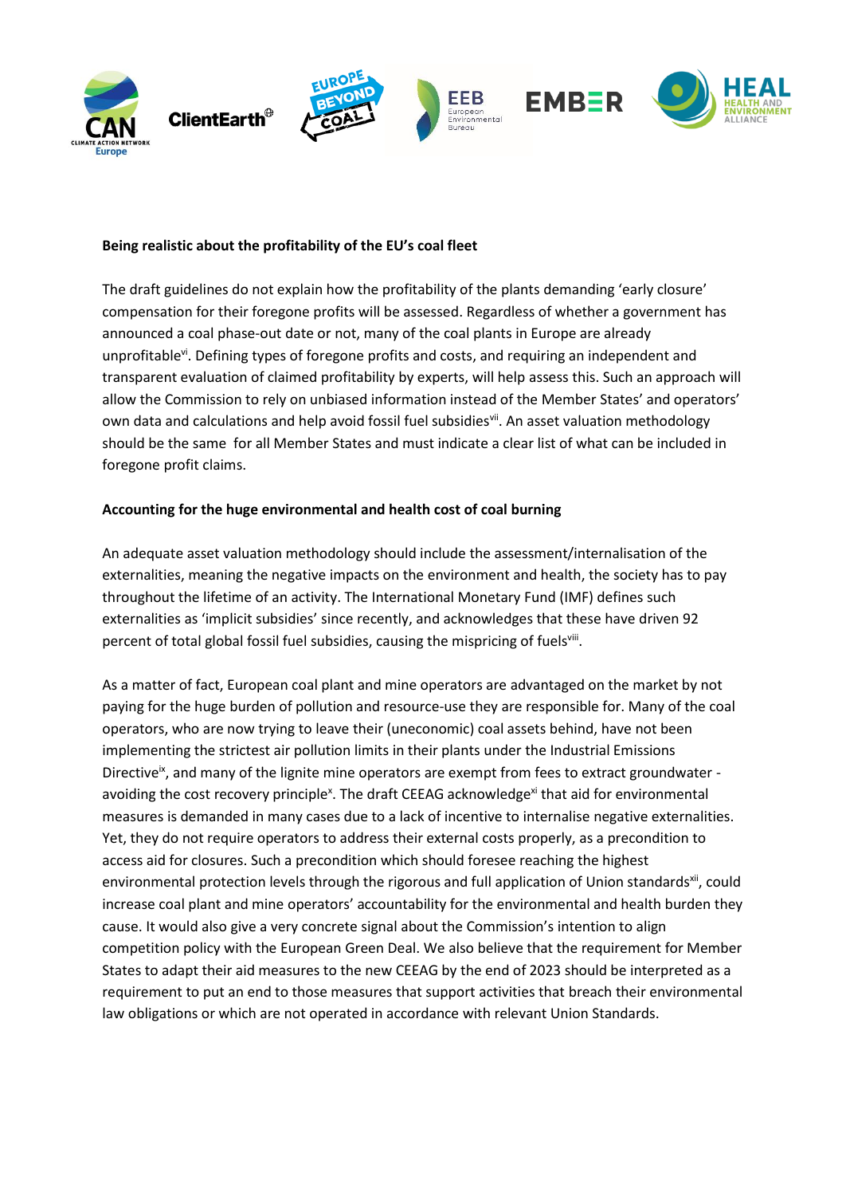**Being realistic about the profitability of the EU's coal fleet**

The draft guidelines do not explain how the profitability of the plants demanding 'early closure' compensation for their foregone profits will be assessed. Regardless of whether a government has announced a coal phase-out date or not, many of the coal plants in Europe are already unprofitable[vi]. Defining types of foregone profits and costs, and requiring an independent and transparent evaluation of claimed profitability by experts, will help assess this. Such an approach will allow the Commission to rely on unbiased information instead of the Member States' and operators' own data and calculations and help avoid fossil fuel subsidies[vii]. An asset valuation methodology should be the same for all Member States and must indicate a clear list of what can be included in foregone profit claims.

**Accounting for the huge environmental and health cost of coal burning**

An adequate asset valuation methodology should include the assessment/internalisation of the externalities, meaning the negative impacts on the environment and health, the society has to pay throughout the lifetime of an activity. The International Monetary Fund (IMF) defines such externalities as 'implicit subsidies' since recently, and acknowledges that these have driven 92 percent of total global fossil fuel subsidies, causing the mispricing of fuels[viii].

As a matter of fact, European coal plant and mine operators are advantaged on the market by not paying for the huge burden of pollution and resource-use they are responsible for. Many of the coal operators, who are now trying to leave their (uneconomic) coal assets behind, have not been implementing the strictest air pollution limits in their plants under the Industrial Emissions Directive[ix], and many of the lignite mine operators are exempt from fees to extract groundwater - avoiding the cost recovery principle[x]. The draft CEEAG acknowledge[xi] that aid for environmental measures is demanded in many cases due to a lack of incentive to internalise negative externalities. Yet, they do not require operators to address their external costs properly, as a precondition to access aid for closures. Such a precondition which should foresee reaching the highest environmental protection levels through the rigorous and full application of Union standards[xii], could increase coal plant and mine operators' accountability for the environmental and health burden they cause. It would also give a very concrete signal about the Commission's intention to align competition policy with the European Green Deal. We also believe that the requirement for Member States to adapt their aid measures to the new CEEAG by the end of 2023 should be interpreted as a requirement to put an end to those measures that support activities that breach their environmental law obligations or which are not operated in accordance with relevant Union Standards.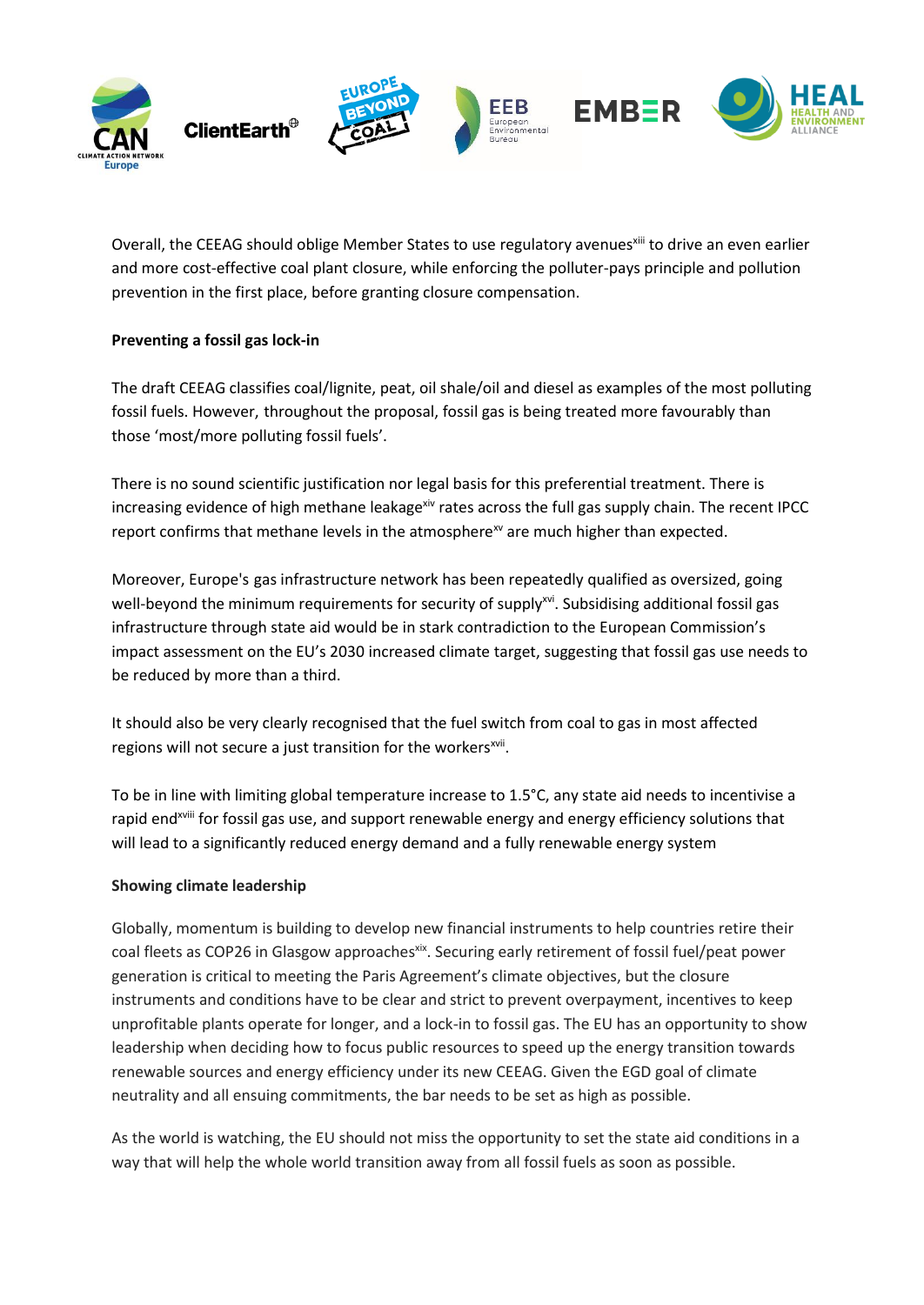Overall, the CEEAG should oblige Member States to use regulatory avenues[xiii] to drive an even earlier and more cost-effective coal plant closure, while enforcing the polluter-pays principle and pollution prevention in the first place, before granting closure compensation.

**Preventing a fossil gas lock-in**

The draft CEEAG classifies coal/lignite, peat, oil shale/oil and diesel as examples of the most polluting fossil fuels. However, throughout the proposal, fossil gas is being treated more favourably than those 'most/more polluting fossil fuels'.

There is no sound scientific justification nor legal basis for this preferential treatment. There is increasing evidence of high methane leakage[xiv] rates across the full gas supply chain. The recent IPCC report confirms that methane levels in the atmosphere[xv] are much higher than expected.

Moreover, Europe's gas infrastructure network has been repeatedly qualified as oversized, going well-beyond the minimum requirements for security of supply[xvi]. Subsidising additional fossil gas infrastructure through state aid would be in stark contradiction to the European Commission's impact assessment on the EU's 2030 increased climate target, suggesting that fossil gas use needs to be reduced by more than a third.

It should also be very clearly recognised that the fuel switch from coal to gas in most affected regions will not secure a just transition for the workers[xvii].

To be in line with limiting global temperature increase to 1.5°C, any state aid needs to incentivise a rapid end[xviii] for fossil gas use, and support renewable energy and energy efficiency solutions that will lead to a significantly reduced energy demand and a fully renewable energy system

**Showing climate leadership**

Globally, momentum is building to develop new financial instruments to help countries retire their coal fleets as COP26 in Glasgow approaches[xix]. Securing early retirement of fossil fuel/peat power generation is critical to meeting the Paris Agreement's climate objectives, but the closure instruments and conditions have to be clear and strict to prevent overpayment, incentives to keep unprofitable plants operate for longer, and a lock-in to fossil gas. The EU has an opportunity to show leadership when deciding how to focus public resources to speed up the energy transition towards renewable sources and energy efficiency under its new CEEAG. Given the EGD goal of climate neutrality and all ensuing commitments, the bar needs to be set as high as possible.

As the world is watching, the EU should not miss the opportunity to set the state aid conditions in a way that will help the whole world transition away from all fossil fuels as soon as possible.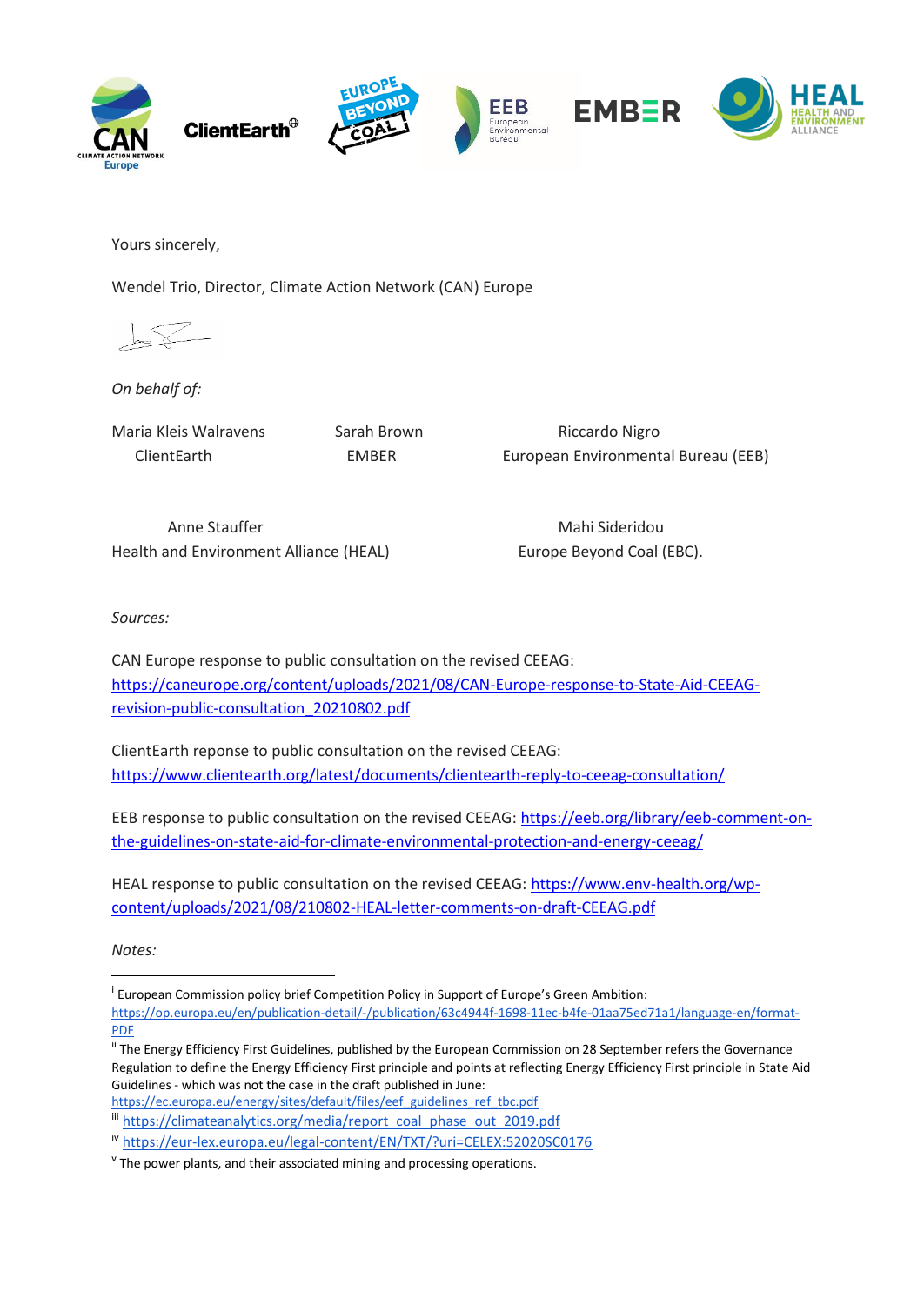Yours sincerely,

Wendel Trio, Director, Climate Action Network (CAN) Europe

*On behalf of:*

| | | |
|---|---|---|
| Maria Kleis Walravens<br>ClientEarth | Sarah Brown<br>EMBER | Riccardo Nigro<br>European Environmental Bureau (EEB) |
| Anne Stauffer<br>Health and Environment Alliance (HEAL) | | Mahi Sideridou<br>Europe Beyond Coal (EBC). |

*Sources:*

CAN Europe response to public consultation on the revised CEEAG: https://caneurope.org/content/uploads/2021/08/CAN-Europe-response-to-State-Aid-CEEAG-revision-public-consultation_20210802.pdf

ClientEarth reponse to public consultation on the revised CEEAG: https://www.clientearth.org/latest/documents/clientearth-reply-to-ceeag-consultation/

EEB response to public consultation on the revised CEEAG: https://eeb.org/library/eeb-comment-on-the-guidelines-on-state-aid-for-climate-environmental-protection-and-energy-ceeag/

HEAL response to public consultation on the revised CEEAG: https://www.env-health.org/wp-content/uploads/2021/08/210802-HEAL-letter-comments-on-draft-CEEAG.pdf

*Notes:*

[i] European Commission policy brief Competition Policy in Support of Europe's Green Ambition: https://op.europa.eu/en/publication-detail/-/publication/63c4944f-1698-11ec-b4fe-01aa75ed71a1/language-en/format-PDF

[ii] The Energy Efficiency First Guidelines, published by the European Commission on 28 September refers the Governance Regulation to define the Energy Efficiency First principle and points at reflecting Energy Efficiency First principle in State Aid Guidelines - which was not the case in the draft published in June: https://ec.europa.eu/energy/sites/default/files/eef_guidelines_ref_tbc.pdf

[iii] https://climateanalytics.org/media/report_coal_phase_out_2019.pdf

[iv] https://eur-lex.europa.eu/legal-content/EN/TXT/?uri=CELEX:52020SC0176

[v] The power plants, and their associated mining and processing operations.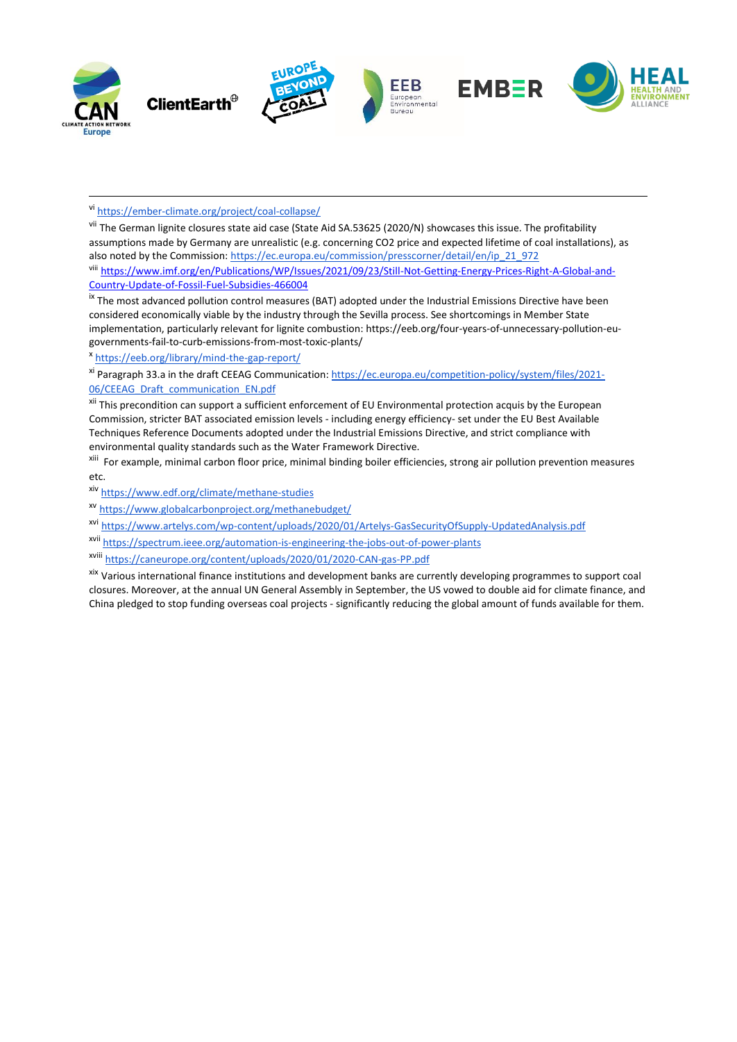[vi] https://ember-climate.org/project/coal-collapse/

[vii] The German lignite closures state aid case (State Aid SA.53625 (2020/N) showcases this issue. The profitability assumptions made by Germany are unrealistic (e.g. concerning CO2 price and expected lifetime of coal installations), as also noted by the Commission: https://ec.europa.eu/commission/presscorner/detail/en/ip_21_972

[viii] https://www.imf.org/en/Publications/WP/Issues/2021/09/23/Still-Not-Getting-Energy-Prices-Right-A-Global-and-Country-Update-of-Fossil-Fuel-Subsidies-466004

[ix] The most advanced pollution control measures (BAT) adopted under the Industrial Emissions Directive have been considered economically viable by the industry through the Sevilla process. See shortcomings in Member State implementation, particularly relevant for lignite combustion: https://eeb.org/four-years-of-unnecessary-pollution-eu-governments-fail-to-curb-emissions-from-most-toxic-plants/

[x] https://eeb.org/library/mind-the-gap-report/

[xi] Paragraph 33.a in the draft CEEAG Communication: https://ec.europa.eu/competition-policy/system/files/2021-06/CEEAG_Draft_communication_EN.pdf

[xii] This precondition can support a sufficient enforcement of EU Environmental protection acquis by the European Commission, stricter BAT associated emission levels - including energy efficiency- set under the EU Best Available Techniques Reference Documents adopted under the Industrial Emissions Directive, and strict compliance with environmental quality standards such as the Water Framework Directive.

[xiii] For example, minimal carbon floor price, minimal binding boiler efficiencies, strong air pollution prevention measures etc.

[xiv] https://www.edf.org/climate/methane-studies

[xv] https://www.globalcarbonproject.org/methanebudget/

[xvi] https://www.artelys.com/wp-content/uploads/2020/01/Artelys-GasSecurityOfSupply-UpdatedAnalysis.pdf

[xvii] https://spectrum.ieee.org/automation-is-engineering-the-jobs-out-of-power-plants

[xviii] https://caneurope.org/content/uploads/2020/01/2020-CAN-gas-PP.pdf

[xix] Various international finance institutions and development banks are currently developing programmes to support coal closures. Moreover, at the annual UN General Assembly in September, the US vowed to double aid for climate finance, and China pledged to stop funding overseas coal projects - significantly reducing the global amount of funds available for them.